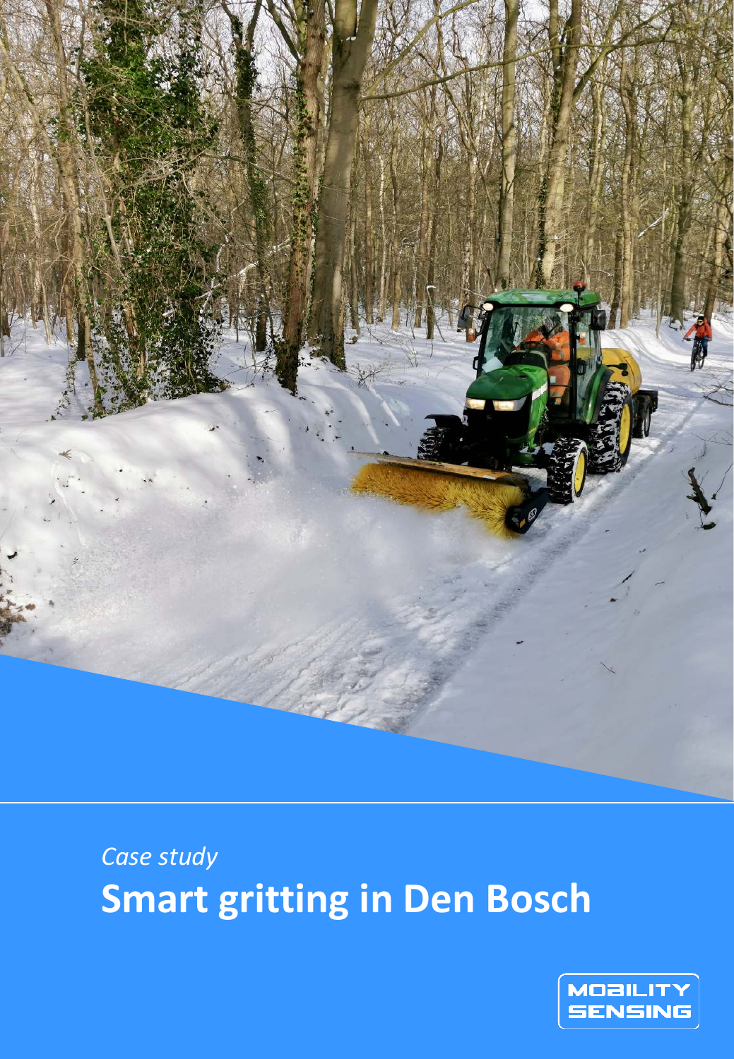*Case study*

# Smart gritting in Den Bosch

MOBILITY SENSING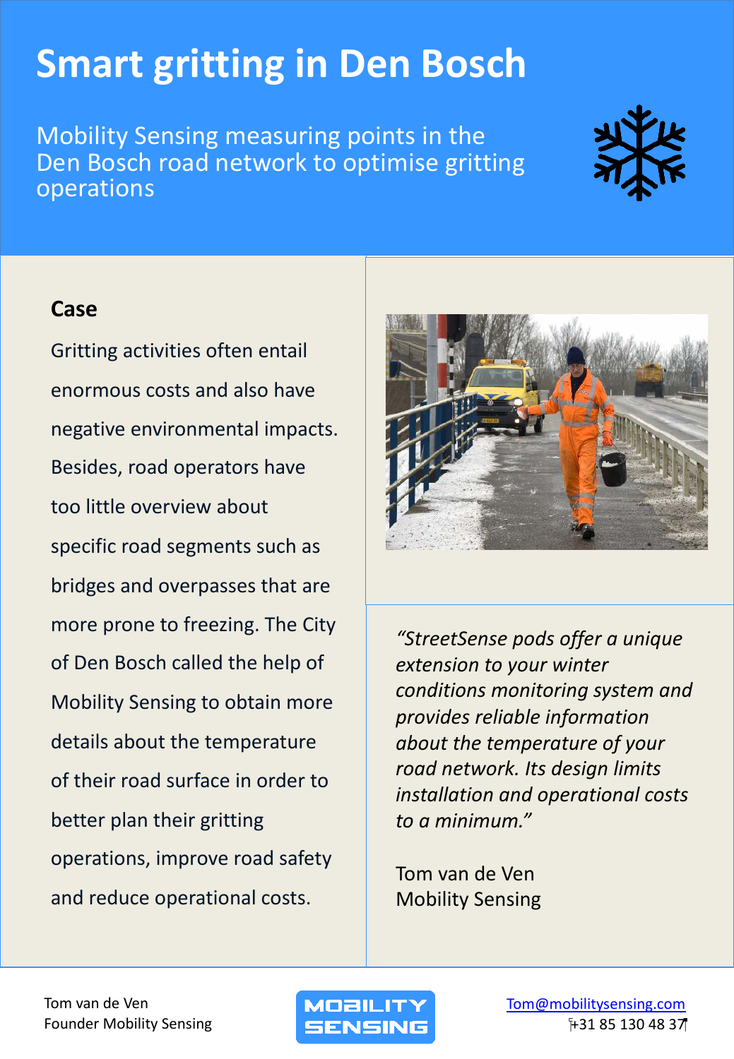# Smart gritting in Den Bosch

Mobility Sensing measuring points in the Den Bosch road network to optimise gritting operations

### Case

Gritting activities often entail enormous costs and also have negative environmental impacts. Besides, road operators have too little overview about specific road segments such as bridges and overpasses that are more prone to freezing. The City of Den Bosch called the help of Mobility Sensing to obtain more details about the temperature of their road surface in order to better plan their gritting operations, improve road safety and reduce operational costs.

*"StreetSense pods offer a unique extension to your winter conditions monitoring system and provides reliable information about the temperature of your road network. Its design limits installation and operational costs to a minimum."*

Tom van de Ven
Mobility Sensing

Tom van de Ven
Founder Mobility Sensing

MOBILITY SENSING

Tom@mobilitysensing.com
+31 85 130 48 37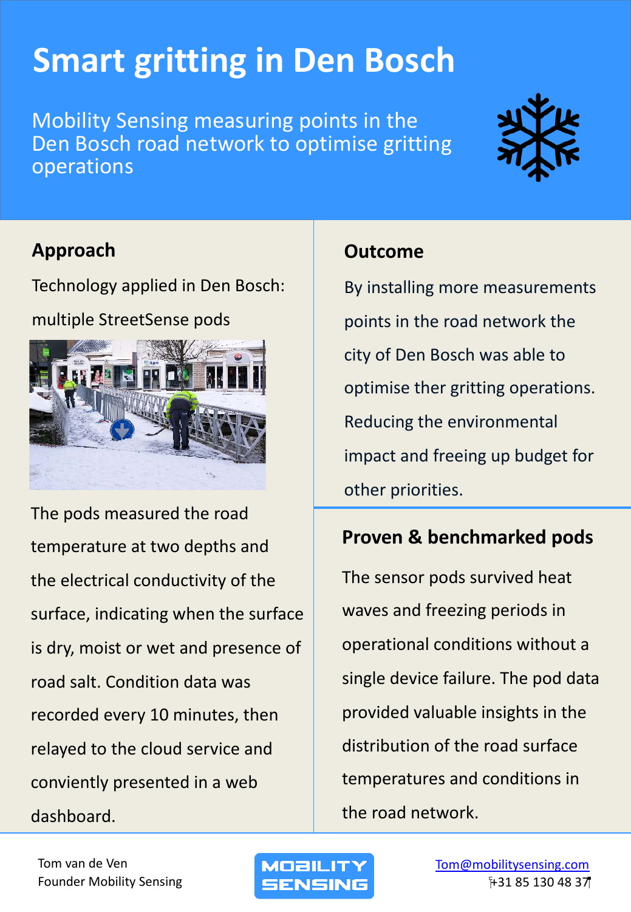# Smart gritting in Den Bosch

Mobility Sensing measuring points in the Den Bosch road network to optimise gritting operations

## Approach

Technology applied in Den Bosch:

multiple StreetSense pods

The pods measured the road temperature at two depths and the electrical conductivity of the surface, indicating when the surface is dry, moist or wet and presence of road salt. Condition data was recorded every 10 minutes, then relayed to the cloud service and conviently presented in a web dashboard.

## Outcome

By installing more measurements points in the road network the city of Den Bosch was able to optimise ther gritting operations. Reducing the environmental impact and freeing up budget for other priorities.

## Proven & benchmarked pods

The sensor pods survived heat waves and freezing periods in operational conditions without a single device failure. The pod data provided valuable insights in the distribution of the road surface temperatures and conditions in the road network.

Tom van de Ven
Founder Mobility Sensing

MOBILITY SENSING

Tom@mobilitysensing.com
+31 85 130 48 37